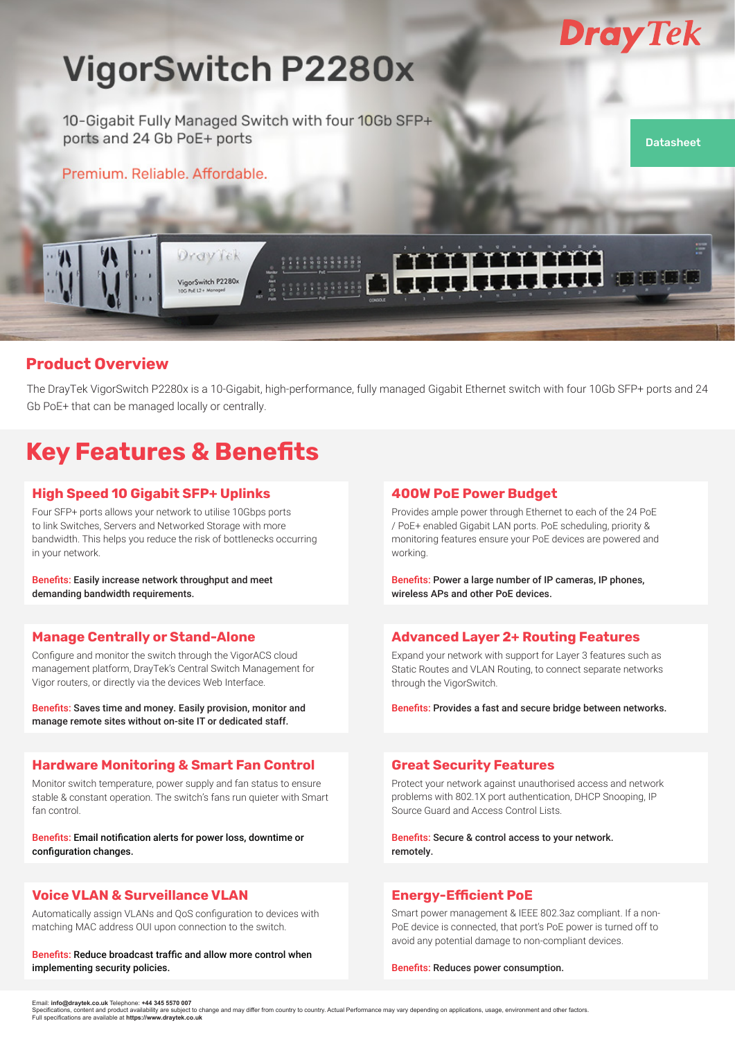DrayTek

# VigorSwitch P2280x

10-Gigabit Fully Managed Switch with four 10Gb SFP+ ports and 24 Gb PoE+ ports

Premium. Reliable. Affordable.

Datasheet

## Product Overview

The DrayTek VigorSwitch P2280x is a 10-Gigabit, high-performance, fully managed Gigabit Ethernet switch with four 10Gb SFP+ ports and 24 Gb PoE+ that can be managed locally or centrally.

# Key Features & Benefits

### High Speed 10 Gigabit SFP+ Uplinks

Four SFP+ ports allows your network to utilise 10Gbps ports to link Switches, Servers and Networked Storage with more bandwidth. This helps you reduce the risk of bottlenecks occurring in your network.

Benefits: **Easily increase network throughput and meet demanding bandwidth requirements.**

### 400W PoE Power Budget

Provides ample power through Ethernet to each of the 24 PoE / PoE+ enabled Gigabit LAN ports. PoE scheduling, priority & monitoring features ensure your PoE devices are powered and working.

Benefits: **Power a large number of IP cameras, IP phones, wireless APs and other PoE devices.**

### Manage Centrally or Stand-Alone

Configure and monitor the switch through the VigorACS cloud management platform, DrayTek's Central Switch Management for Vigor routers, or directly via the devices Web Interface.

Benefits: **Saves time and money. Easily provision, monitor and manage remote sites without on-site IT or dedicated staff.**

### Advanced Layer 2+ Routing Features

Expand your network with support for Layer 3 features such as Static Routes and VLAN Routing, to connect separate networks through the VigorSwitch.

Benefits: **Provides a fast and secure bridge between networks.**

### Hardware Monitoring & Smart Fan Control

Monitor switch temperature, power supply and fan status to ensure stable & constant operation. The switch's fans run quieter with Smart fan control.

Benefits: **Email notification alerts for power loss, downtime or configuration changes.**

### Great Security Features

Protect your network against unauthorised access and network problems with 802.1X port authentication, DHCP Snooping, IP Source Guard and Access Control Lists.

Benefits: **Secure & control access to your network. remotely.**

### Voice VLAN & Surveillance VLAN

Automatically assign VLANs and QoS configuration to devices with matching MAC address OUI upon connection to the switch.

Benefits: **Reduce broadcast traffic and allow more control when implementing security policies.**

### Energy-Efficient PoE

Smart power management & IEEE 802.3az compliant. If a non-PoE device is connected, that port's PoE power is turned off to avoid any potential damage to non-compliant devices.

Benefits: **Reduces power consumption.**

Email: **info@draytek.co.uk** Telephone: **+44 345 5570 007**
Specifications, content and product availability are subject to change and may differ from country to country. Actual Performance may vary depending on applications, usage, environment and other factors.
Full specifications are available at **https://www.draytek.co.uk**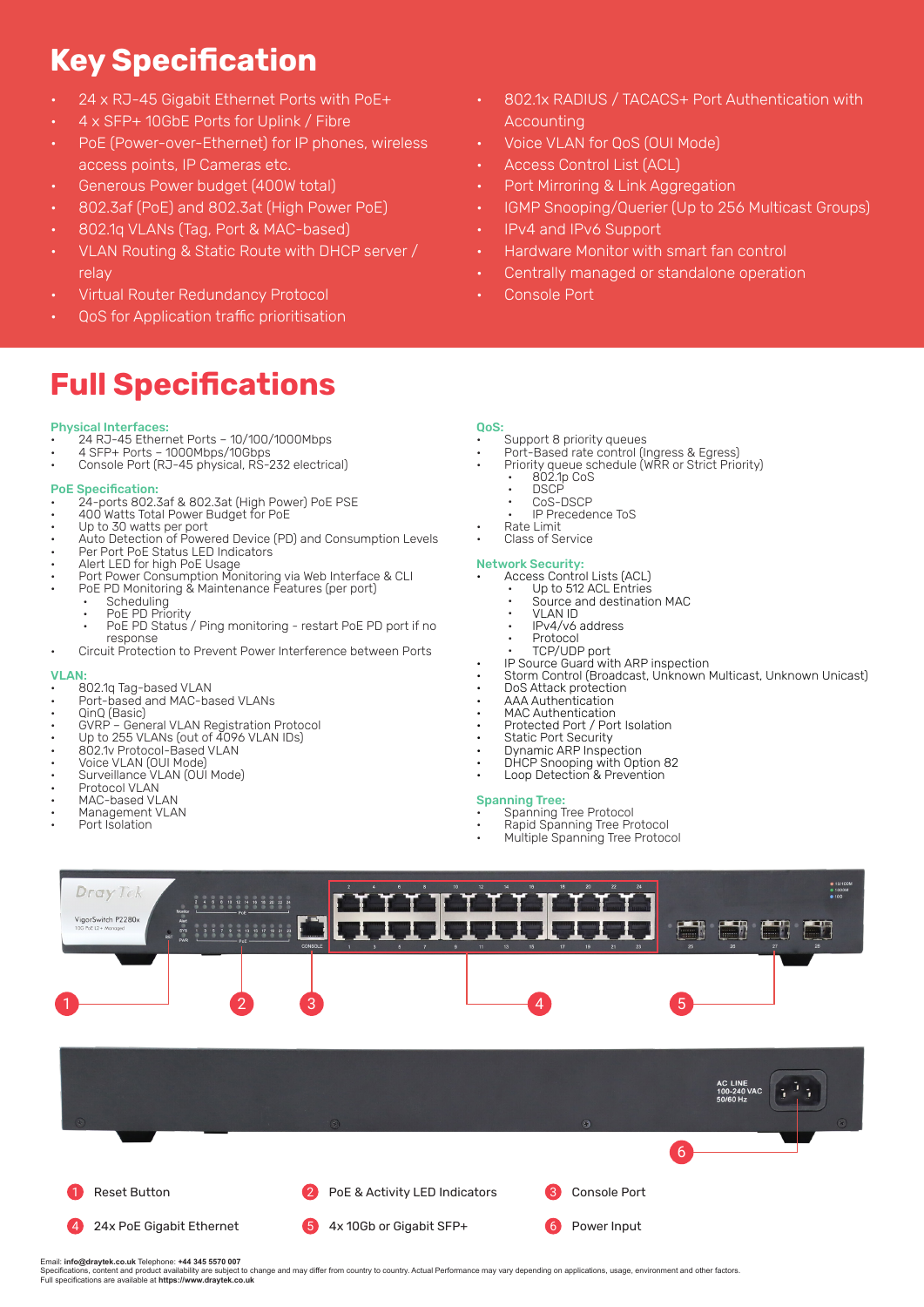# Key Specification

- 24 x RJ-45 Gigabit Ethernet Ports with PoE+
- 4 x SFP+ 10GbE Ports for Uplink / Fibre
- PoE (Power-over-Ethernet) for IP phones, wireless access points, IP Cameras etc.
- Generous Power budget (400W total)
- 802.3af (PoE) and 802.3at (High Power PoE)
- 802.1q VLANs (Tag, Port & MAC-based)
- VLAN Routing & Static Route with DHCP server / relay
- Virtual Router Redundancy Protocol
- QoS for Application traffic prioritisation
- 802.1x RADIUS / TACACS+ Port Authentication with Accounting
- Voice VLAN for QoS (OUI Mode)
- Access Control List (ACL)
- Port Mirroring & Link Aggregation
- IGMP Snooping/Querier (Up to 256 Multicast Groups)
- IPv4 and IPv6 Support
- Hardware Monitor with smart fan control
- Centrally managed or standalone operation
- Console Port

# Full Specifications

**Physical Interfaces:**

- 24 RJ-45 Ethernet Ports – 10/100/1000Mbps
- 4 SFP+ Ports – 1000Mbps/10Gbps
- Console Port (RJ-45 physical, RS-232 electrical)

**PoE Specification:**

- 24-ports 802.3af & 802.3at (High Power) PoE PSE
- 400 Watts Total Power Budget for PoE
- Up to 30 watts per port
- Auto Detection of Powered Device (PD) and Consumption Levels
- Per Port PoE Status LED Indicators
- Alert LED for high PoE Usage
- Port Power Consumption Monitoring via Web Interface & CLI
- PoE PD Monitoring & Maintenance Features (per port)
  - Scheduling
  - PoE PD Priority
  - PoE PD Status / Ping monitoring - restart PoE PD port if no response
- Circuit Protection to Prevent Power Interference between Ports

**VLAN:**

- 802.1q Tag-based VLAN
- Port-based and MAC-based VLANs
- QinQ (Basic)
- GVRP – General VLAN Registration Protocol
- Up to 255 VLANs (out of 4096 VLAN IDs)
- 802.1v Protocol-Based VLAN
- Voice VLAN (OUI Mode)
- Surveillance VLAN (OUI Mode)
- Protocol VLAN
- MAC-based VLAN
- Management VLAN
- Port Isolation

**QoS:**

- Support 8 priority queues
- Port-Based rate control (Ingress & Egress)
- Priority queue schedule (WRR or Strict Priority)
  - 802.1p CoS
  - DSCP
  - CoS-DSCP
  - IP Precedence ToS
- Rate Limit
- Class of Service

**Network Security:**

- Access Control Lists (ACL)
  - Up to 512 ACL Entries
  - Source and destination MAC
  - VLAN ID
  - IPv4/v6 address
  - Protocol
  - TCP/UDP port
- IP Source Guard with ARP inspection
- Storm Control (Broadcast, Unknown Multicast, Unknown Unicast)
- DoS Attack protection
- AAA Authentication
- MAC Authentication
- Protected Port / Port Isolation
- Static Port Security
- Dynamic ARP Inspection
- DHCP Snooping with Option 82
- Loop Detection & Prevention

**Spanning Tree:**

- Spanning Tree Protocol
- Rapid Spanning Tree Protocol
- Multiple Spanning Tree Protocol

1. Reset Button
2. PoE & Activity LED Indicators
3. Console Port
4. 24x PoE Gigabit Ethernet
5. 4x 10Gb or Gigabit SFP+
6. Power Input

Email: **info@draytek.co.uk** Telephone: **+44 345 5570 007**
Specifications, content and product availability are subject to change and may differ from country to country. Actual Performance may vary depending on applications, usage, environment and other factors.
Full specifications are available at **https://www.draytek.co.uk**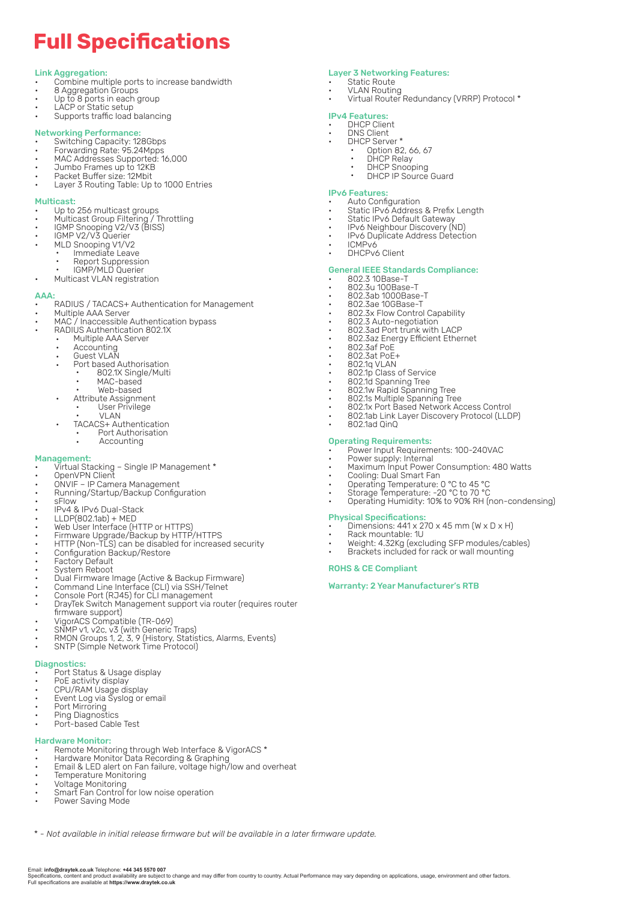# Full Specifications

### Link Aggregation:

- Combine multiple ports to increase bandwidth
- 8 Aggregation Groups
- Up to 8 ports in each group
- LACP or Static setup
- Supports traffic load balancing

### Networking Performance:

- Switching Capacity: 128Gbps
- Forwarding Rate: 95.24Mpps
- MAC Addresses Supported: 16,000
- Jumbo Frames up to 12KB
- Packet Buffer size: 12Mbit
- Layer 3 Routing Table: Up to 1000 Entries

### Multicast:

- Up to 256 multicast groups
- Multicast Group Filtering / Throttling
- IGMP Snooping V2/V3 (BISS)
- IGMP V2/V3 Querier
- MLD Snooping V1/V2
  - Immediate Leave
  - Report Suppression
  - IGMP/MLD Querier
- Multicast VLAN registration

### AAA:

- RADIUS / TACACS+ Authentication for Management
- Multiple AAA Server
- MAC / Inaccessible Authentication bypass
- RADIUS Authentication 802.1X
  - Multiple AAA Server
  - Accounting
  - Guest VLAN
  - Port based Authorisation
    - 802.1X Single/Multi
    - MAC-based
    - Web-based
  - Attribute Assignment
    - User Privilege
    - VLAN
  - TACACS+ Authentication
    - Port Authorisation
    - Accounting

### Management:

- Virtual Stacking – Single IP Management *
- OpenVPN Client
- ONVIF – IP Camera Management
- Running/Startup/Backup Configuration
- sFlow
- IPv4 & IPv6 Dual-Stack
- LLDP(802.1ab) + MED
- Web User Interface (HTTP or HTTPS)
- Firmware Upgrade/Backup by HTTP/HTTPS
- HTTP (Non-TLS) can be disabled for increased security
- Configuration Backup/Restore
- Factory Default
- System Reboot
- Dual Firmware Image (Active & Backup Firmware)
- Command Line Interface (CLI) via SSH/Telnet
- Console Port (RJ45) for CLI management
- DrayTek Switch Management support via router (requires router firmware support)
- VigorACS Compatible (TR-069)
- SNMP v1, v2c, v3 (with Generic Traps)
- RMON Groups 1, 2, 3, 9 (History, Statistics, Alarms, Events)
- SNTP (Simple Network Time Protocol)

### Diagnostics:

- Port Status & Usage display
- PoE activity display
- CPU/RAM Usage display
- Event Log via Syslog or email
- Port Mirroring
- Ping Diagnostics
- Port-based Cable Test

### Hardware Monitor:

- Remote Monitoring through Web Interface & VigorACS *
- Hardware Monitor Data Recording & Graphing
- Email & LED alert on Fan failure, voltage high/low and overheat
- Temperature Monitoring
- Voltage Monitoring
- Smart Fan Control for low noise operation
- Power Saving Mode

### Layer 3 Networking Features:

- Static Route
- VLAN Routing
- Virtual Router Redundancy (VRRP) Protocol *

### IPv4 Features:

- DHCP Client
- DNS Client
- DHCP Server *
  - Option 82, 66, 67
  - DHCP Relay
  - DHCP Snooping
  - DHCP IP Source Guard

### IPv6 Features:

- Auto Configuration
- Static IPv6 Address & Prefix Length
- Static IPv6 Default Gateway
- IPv6 Neighbour Discovery (ND)
- IPv6 Duplicate Address Detection
- ICMPv6
- DHCPv6 Client

### General IEEE Standards Compliance:

- 802.3 10Base-T
- 802.3u 100Base-T
- 802.3ab 1000Base-T
- 802.3ae 10GBase-T
- 802.3x Flow Control Capability
- 802.3 Auto-negotiation
- 802.3ad Port trunk with LACP
- 802.3az Energy Efficient Ethernet
- 802.3af PoE
- 802.3at PoE+
- 802.1q VLAN
- 802.1p Class of Service
- 802.1d Spanning Tree
- 802.1w Rapid Spanning Tree
- 802.1s Multiple Spanning Tree
- 802.1x Port Based Network Access Control
- 802.1ab Link Layer Discovery Protocol (LLDP)
- 802.1ad QinQ

### Operating Requirements:

- Power Input Requirements: 100-240VAC
- Power supply: Internal
- Maximum Input Power Consumption: 480 Watts
- Cooling: Dual Smart Fan
- Operating Temperature: 0 °C to 45 °C
- Storage Temperature: -20 °C to 70 °C
- Operating Humidity: 10% to 90% RH (non-condensing)

### Physical Specifications:

- Dimensions: 441 x 270 x 45 mm (W x D x H)
- Rack mountable: 1U
- Weight: 4.32Kg (excluding SFP modules/cables)
- Brackets included for rack or wall mounting

### ROHS & CE Compliant

### Warranty: 2 Year Manufacturer's RTB

* *- Not available in initial release firmware but will be available in a later firmware update.*

Email: **info@draytek.co.uk** Telephone: **+44 345 5570 007**
Specifications, content and product availability are subject to change and may differ from country to country. Actual Performance may vary depending on applications, usage, environment and other factors.
Full specifications are available at **https://www.draytek.co.uk**